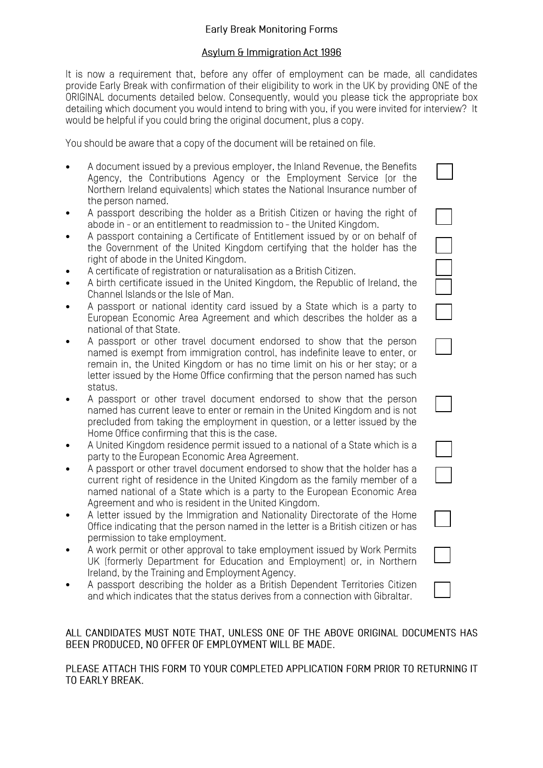# Early Break Monitoring Forms

## Asylum & Immigration Act 1996

It is now a requirement that, before any offer of employment can be made, all candidates provide Early Break with confirmation of their eligibility to work in the UK by providing ONE of the ORIGINAL documents detailed below. Consequently, would you please tick the appropriate box detailing which document you would intend to bring with you, if you were invited for interview? It would be helpful if you could bring the original document, plus a copy.

You should be aware that a copy of the document will be retained on file.

- A document issued by a previous employer, the Inland Revenue, the Benefits Agency, the Contributions Agency or the Employment Service (or the Northern Ireland equivalents) which states the National Insurance number of the person named. ☐
- A passport describing the holder as a British Citizen or having the right of abode in - or an entitlement to readmission to - the United Kingdom. ☐
- A passport containing a Certificate of Entitlement issued by or on behalf of the Government of the United Kingdom certifying that the holder has the right of abode in the United Kingdom. ☐
- A certificate of registration or naturalisation as a British Citizen. ☐
- A birth certificate issued in the United Kingdom, the Republic of Ireland, the Channel Islands or the Isle of Man. ☐
- A passport or national identity card issued by a State which is a party to European Economic Area Agreement and which describes the holder as a national of that State. ☐
- A passport or other travel document endorsed to show that the person named is exempt from immigration control, has indefinite leave to enter, or remain in, the United Kingdom or has no time limit on his or her stay; or a letter issued by the Home Office confirming that the person named has such status. ☐
- A passport or other travel document endorsed to show that the person named has current leave to enter or remain in the United Kingdom and is not precluded from taking the employment in question, or a letter issued by the Home Office confirming that this is the case. ☐
- A United Kingdom residence permit issued to a national of a State which is a party to the European Economic Area Agreement. ☐
- A passport or other travel document endorsed to show that the holder has a current right of residence in the United Kingdom as the family member of a named national of a State which is a party to the European Economic Area Agreement and who is resident in the United Kingdom. ☐
- A letter issued by the Immigration and Nationality Directorate of the Home Office indicating that the person named in the letter is a British citizen or has permission to take employment. ☐
- A work permit or other approval to take employment issued by Work Permits UK (formerly Department for Education and Employment) or, in Northern Ireland, by the Training and Employment Agency. ☐
- A passport describing the holder as a British Dependent Territories Citizen and which indicates that the status derives from a connection with Gibraltar. ☐

ALL CANDIDATES MUST NOTE THAT, UNLESS ONE OF THE ABOVE ORIGINAL DOCUMENTS HAS BEEN PRODUCED, NO OFFER OF EMPLOYMENT WILL BE MADE.

PLEASE ATTACH THIS FORM TO YOUR COMPLETED APPLICATION FORM PRIOR TO RETURNING IT TO EARLY BREAK.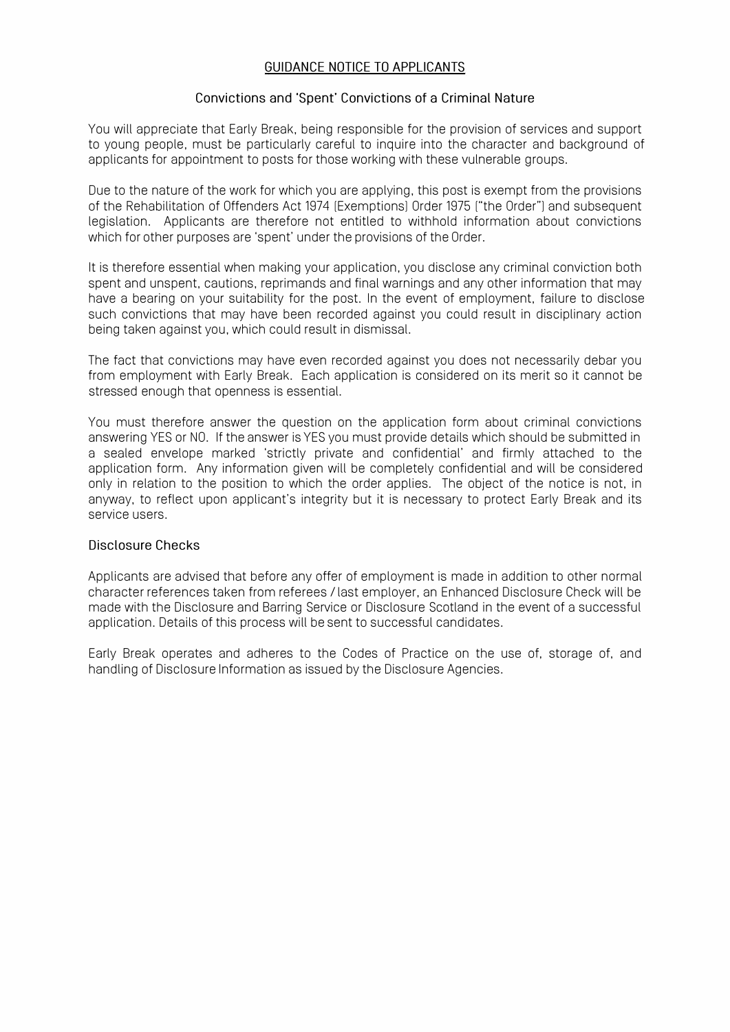## GUIDANCE NOTICE TO APPLICANTS

### Convictions and 'Spent' Convictions of a Criminal Nature

You will appreciate that Early Break, being responsible for the provision of services and support to young people, must be particularly careful to inquire into the character and background of applicants for appointment to posts for those working with these vulnerable groups.

Due to the nature of the work for which you are applying, this post is exempt from the provisions of the Rehabilitation of Offenders Act 1974 (Exemptions) Order 1975 ("the Order") and subsequent legislation. Applicants are therefore not entitled to withhold information about convictions which for other purposes are 'spent' under the provisions of the Order.

It is therefore essential when making your application, you disclose any criminal conviction both spent and unspent, cautions, reprimands and final warnings and any other information that may have a bearing on your suitability for the post. In the event of employment, failure to disclose such convictions that may have been recorded against you could result in disciplinary action being taken against you, which could result in dismissal.

The fact that convictions may have even recorded against you does not necessarily debar you from employment with Early Break. Each application is considered on its merit so it cannot be stressed enough that openness is essential.

You must therefore answer the question on the application form about criminal convictions answering YES or NO. If the answer is YES you must provide details which should be submitted in a sealed envelope marked 'strictly private and confidential' and firmly attached to the application form. Any information given will be completely confidential and will be considered only in relation to the position to which the order applies. The object of the notice is not, in anyway, to reflect upon applicant's integrity but it is necessary to protect Early Break and its service users.

### Disclosure Checks

Applicants are advised that before any offer of employment is made in addition to other normal character references taken from referees / last employer, an Enhanced Disclosure Check will be made with the Disclosure and Barring Service or Disclosure Scotland in the event of a successful application. Details of this process will be sent to successful candidates.

Early Break operates and adheres to the Codes of Practice on the use of, storage of, and handling of Disclosure Information as issued by the Disclosure Agencies.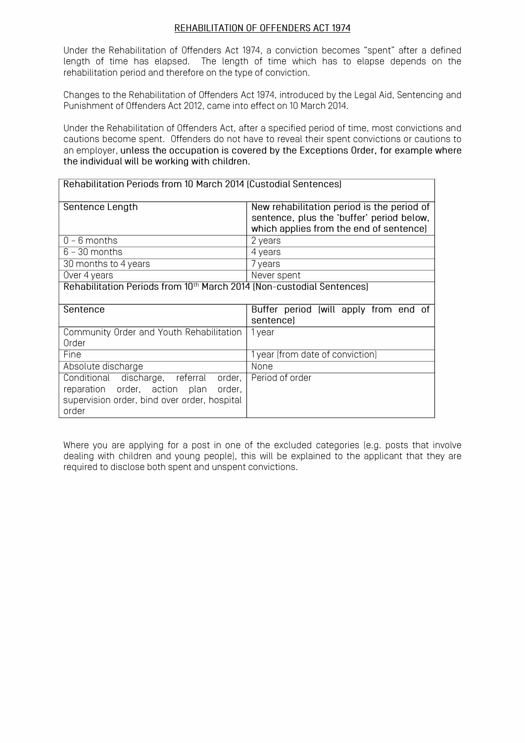## REHABILITATION OF OFFENDERS ACT 1974

Under the Rehabilitation of Offenders Act 1974, a conviction becomes "spent" after a defined length of time has elapsed. The length of time which has to elapse depends on the rehabilitation period and therefore on the type of conviction.

Changes to the Rehabilitation of Offenders Act 1974, introduced by the Legal Aid, Sentencing and Punishment of Offenders Act 2012, came into effect on 10 March 2014.

Under the Rehabilitation of Offenders Act, after a specified period of time, most convictions and cautions become spent. Offenders do not have to reveal their spent convictions or cautions to an employer, unless the occupation is covered by the Exceptions Order, for example where the individual will be working with children.

| Rehabilitation Periods from 10 March 2014 (Custodial Sentences) | |
|---|---|
| Sentence Length | New rehabilitation period is the period of sentence, plus the 'buffer' period below, which applies from the end of sentence) |
| 0 – 6 months | 2 years |
| 6 – 30 months | 4 years |
| 30 months to 4 years | 7 years |
| Over 4 years | Never spent |
| Rehabilitation Periods from 10th March 2014 (Non-custodial Sentences) | |
| Sentence | Buffer period (will apply from end of sentence) |
| Community Order and Youth Rehabilitation Order | 1 year |
| Fine | 1 year (from date of conviction) |
| Absolute discharge | None |
| Conditional discharge, referral order, reparation order, action plan order, supervision order, bind over order, hospital order | Period of order |

Where you are applying for a post in one of the excluded categories (e.g. posts that involve dealing with children and young people), this will be explained to the applicant that they are required to disclose both spent and unspent convictions.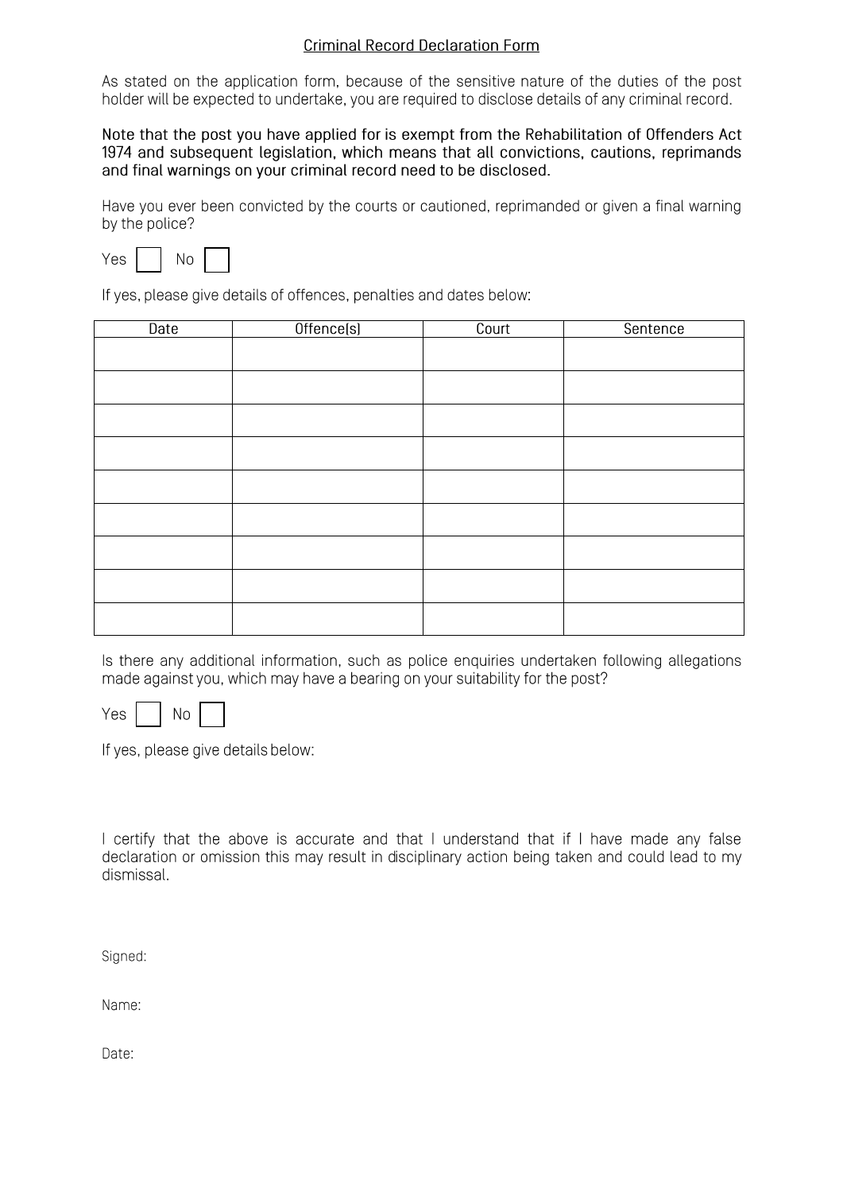# Criminal Record Declaration Form

As stated on the application form, because of the sensitive nature of the duties of the post holder will be expected to undertake, you are required to disclose details of any criminal record.

**Note that the post you have applied for is exempt from the Rehabilitation of Offenders Act 1974 and subsequent legislation, which means that all convictions, cautions, reprimands and final warnings on your criminal record need to be disclosed.**

Have you ever been convicted by the courts or cautioned, reprimanded or given a final warning by the police?

Yes ☐ No ☐

If yes, please give details of offences, penalties and dates below:

| Date | Offence(s) | Court | Sentence |
|---|---|---|---|
| | | | |
| | | | |
| | | | |
| | | | |
| | | | |
| | | | |
| | | | |
| | | | |
| | | | |

Is there any additional information, such as police enquiries undertaken following allegations made against you, which may have a bearing on your suitability for the post?

Yes ☐ No ☐

If yes, please give details below:

I certify that the above is accurate and that I understand that if I have made any false declaration or omission this may result in disciplinary action being taken and could lead to my dismissal.

Signed:

Name:

Date: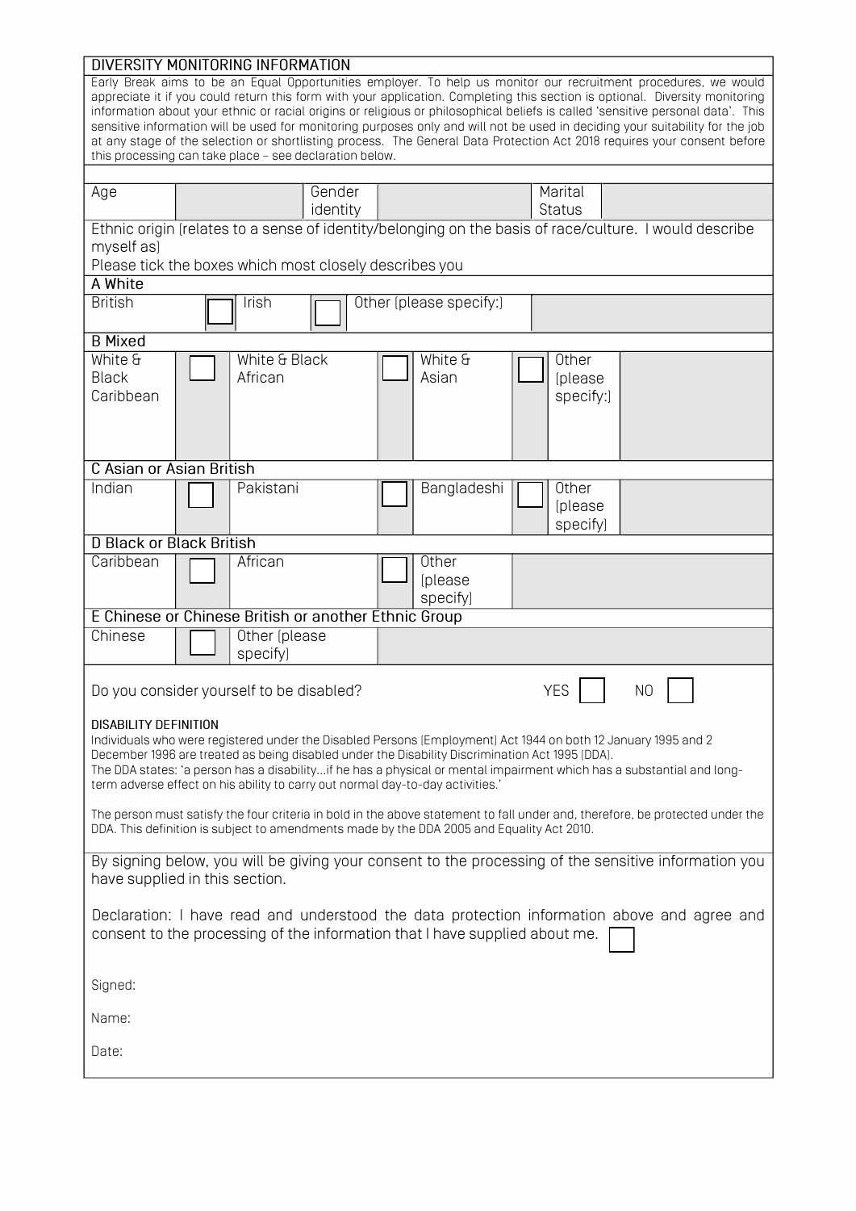## DIVERSITY MONITORING INFORMATION

Early Break aims to be an Equal Opportunities employer. To help us monitor our recruitment procedures, we would appreciate it if you could return this form with your application. Completing this section is optional. Diversity monitoring information about your ethnic or racial origins or religious or philosophical beliefs is called 'sensitive personal data'. This sensitive information will be used for monitoring purposes only and will not be used in deciding your suitability for the job at any stage of the selection or shortlisting process. The General Data Protection Act 2018 requires your consent before this processing can take place – see declaration below.

| | | | | | |
|---|---|---|---|---|---|
| Age | | Gender identity | | Marital Status | |

Ethnic origin (relates to a sense of identity/belonging on the basis of race/culture. I would describe myself as)

Please tick the boxes which most closely describes you

**A White**

| | | | | | |
|---|---|---|---|---|---|
| British | ☐ | Irish | ☐ | Other (please specify:) | |

**B Mixed**

| | | | | | | | |
|---|---|---|---|---|---|---|---|
| White & Black Caribbean | ☐ | White & Black African | ☐ | White & Asian | ☐ | Other (please specify:) | |

**C Asian or Asian British**

| | | | | | | | |
|---|---|---|---|---|---|---|---|
| Indian | ☐ | Pakistani | ☐ | Bangladeshi | ☐ | Other (please specify) | |

**D Black or Black British**

| | | | | | |
|---|---|---|---|---|---|
| Caribbean | ☐ | African | ☐ | Other (please specify) | |

**E Chinese or Chinese British or another Ethnic Group**

| | | | |
|---|---|---|---|
| Chinese | ☐ | Other (please specify) | |

Do you consider yourself to be disabled? YES ☐ NO ☐

**DISABILITY DEFINITION**

Individuals who were registered under the Disabled Persons (Employment) Act 1944 on both 12 January 1995 and 2 December 1996 are treated as being disabled under the Disability Discrimination Act 1995 (DDA).
The DDA states: 'a person has a disability…if he has a physical or mental impairment which has a substantial and long-term adverse effect on his ability to carry out normal day-to-day activities.'

The person must satisfy the four criteria in bold in the above statement to fall under and, therefore, be protected under the DDA. This definition is subject to amendments made by the DDA 2005 and Equality Act 2010.

By signing below, you will be giving your consent to the processing of the sensitive information you have supplied in this section.

Declaration: I have read and understood the data protection information above and agree and consent to the processing of the information that I have supplied about me. ☐

Signed:

Name:

Date: